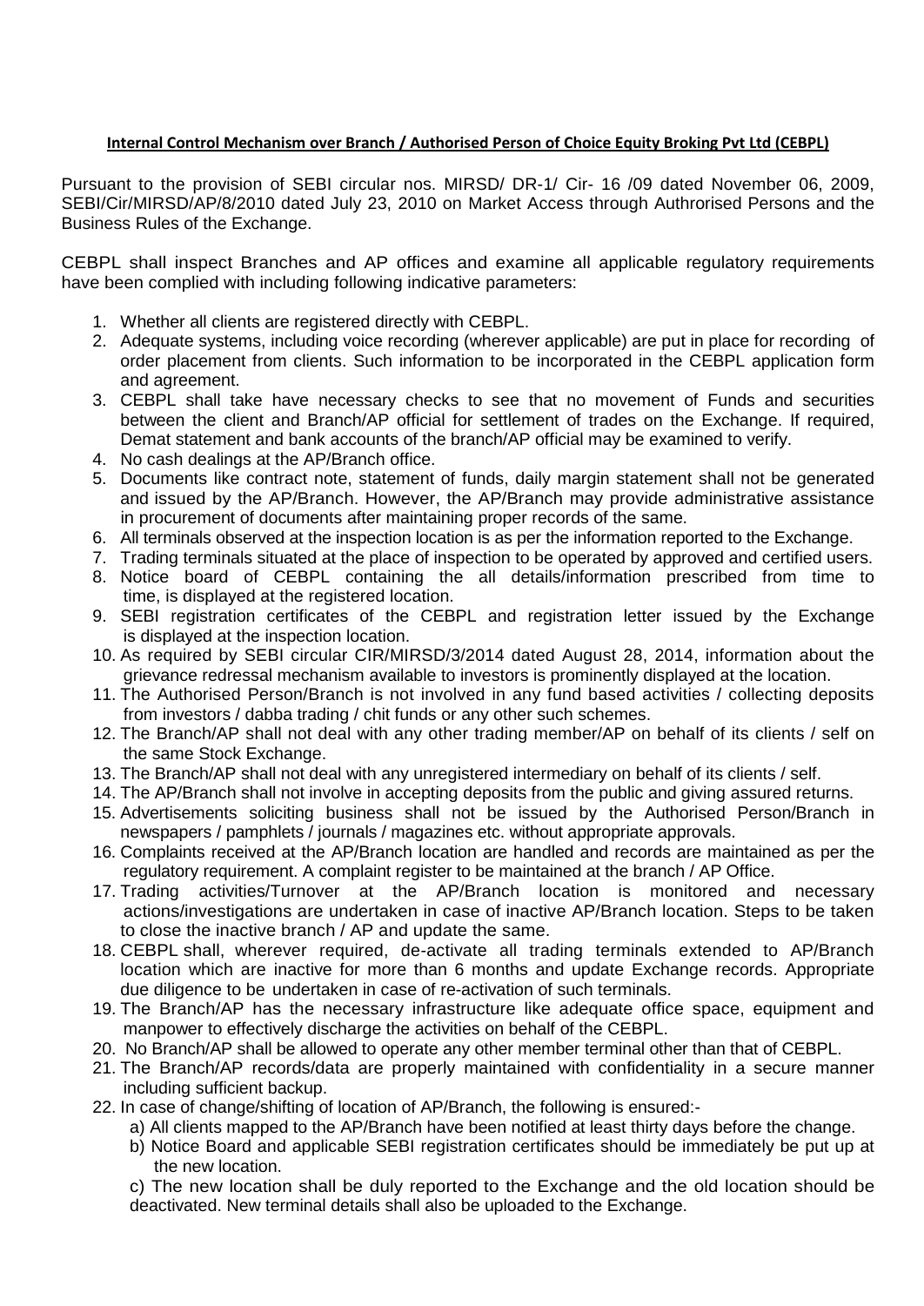**Internal Control Mechanism over Branch / Authorised Person of Choice Equity Broking Pvt Ltd (CEBPL)**

Pursuant to the provision of SEBI circular nos. MIRSD/ DR-1/ Cir- 16 /09 dated November 06, 2009, SEBI/Cir/MIRSD/AP/8/2010 dated July 23, 2010 on Market Access through Authrorised Persons and the Business Rules of the Exchange.

CEBPL shall inspect Branches and AP offices and examine all applicable regulatory requirements have been complied with including following indicative parameters:

1. Whether all clients are registered directly with CEBPL.
2. Adequate systems, including voice recording (wherever applicable) are put in place for recording of order placement from clients. Such information to be incorporated in the CEBPL application form and agreement.
3. CEBPL shall take have necessary checks to see that no movement of Funds and securities between the client and Branch/AP official for settlement of trades on the Exchange. If required, Demat statement and bank accounts of the branch/AP official may be examined to verify.
4. No cash dealings at the AP/Branch office.
5. Documents like contract note, statement of funds, daily margin statement shall not be generated and issued by the AP/Branch. However, the AP/Branch may provide administrative assistance in procurement of documents after maintaining proper records of the same.
6. All terminals observed at the inspection location is as per the information reported to the Exchange.
7. Trading terminals situated at the place of inspection to be operated by approved and certified users.
8. Notice board of CEBPL containing the all details/information prescribed from time to time, is displayed at the registered location.
9. SEBI registration certificates of the CEBPL and registration letter issued by the Exchange is displayed at the inspection location.
10. As required by SEBI circular CIR/MIRSD/3/2014 dated August 28, 2014, information about the grievance redressal mechanism available to investors is prominently displayed at the location.
11. The Authorised Person/Branch is not involved in any fund based activities / collecting deposits from investors / dabba trading / chit funds or any other such schemes.
12. The Branch/AP shall not deal with any other trading member/AP on behalf of its clients / self on the same Stock Exchange.
13. The Branch/AP shall not deal with any unregistered intermediary on behalf of its clients / self.
14. The AP/Branch shall not involve in accepting deposits from the public and giving assured returns.
15. Advertisements soliciting business shall not be issued by the Authorised Person/Branch in newspapers / pamphlets / journals / magazines etc. without appropriate approvals.
16. Complaints received at the AP/Branch location are handled and records are maintained as per the regulatory requirement. A complaint register to be maintained at the branch / AP Office.
17. Trading activities/Turnover at the AP/Branch location is monitored and necessary actions/investigations are undertaken in case of inactive AP/Branch location. Steps to be taken to close the inactive branch / AP and update the same.
18. CEBPL shall, wherever required, de-activate all trading terminals extended to AP/Branch location which are inactive for more than 6 months and update Exchange records. Appropriate due diligence to be undertaken in case of re-activation of such terminals.
19. The Branch/AP has the necessary infrastructure like adequate office space, equipment and manpower to effectively discharge the activities on behalf of the CEBPL.
20. No Branch/AP shall be allowed to operate any other member terminal other than that of CEBPL.
21. The Branch/AP records/data are properly maintained with confidentiality in a secure manner including sufficient backup.
22. In case of change/shifting of location of AP/Branch, the following is ensured:-
    a) All clients mapped to the AP/Branch have been notified at least thirty days before the change.
    b) Notice Board and applicable SEBI registration certificates should be immediately be put up at the new location.
    c) The new location shall be duly reported to the Exchange and the old location should be deactivated. New terminal details shall also be uploaded to the Exchange.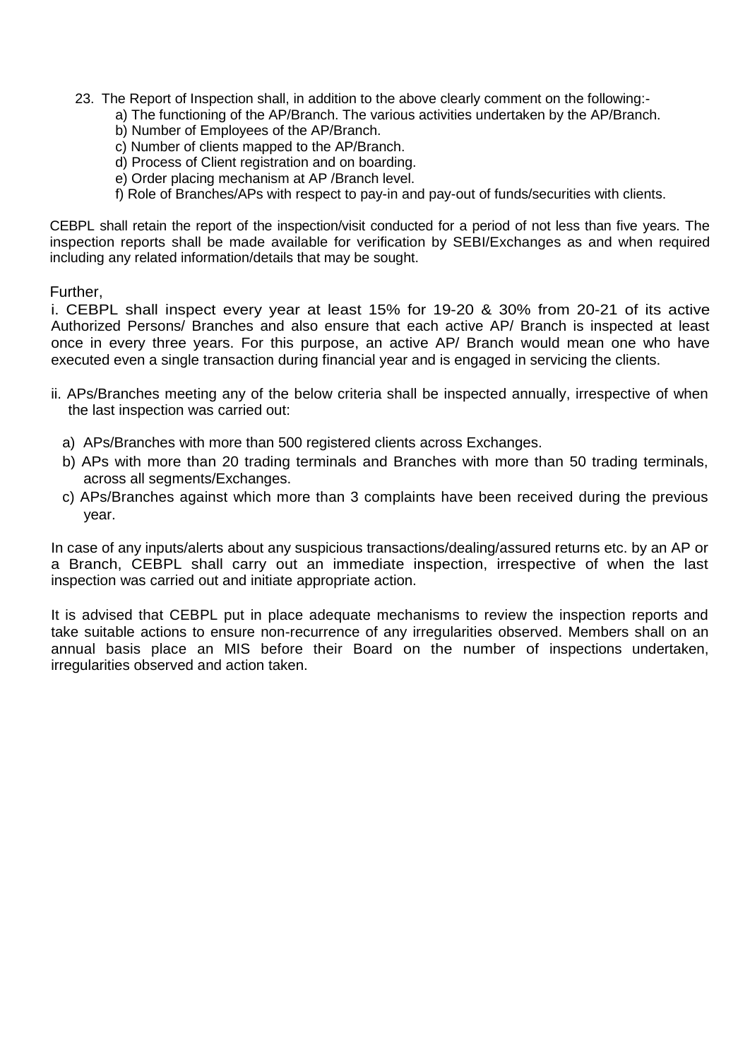23. The Report of Inspection shall, in addition to the above clearly comment on the following:-
    - a) The functioning of the AP/Branch. The various activities undertaken by the AP/Branch.
    - b) Number of Employees of the AP/Branch.
    - c) Number of clients mapped to the AP/Branch.
    - d) Process of Client registration and on boarding.
    - e) Order placing mechanism at AP /Branch level.
    - f) Role of Branches/APs with respect to pay-in and pay-out of funds/securities with clients.

CEBPL shall retain the report of the inspection/visit conducted for a period of not less than five years. The inspection reports shall be made available for verification by SEBI/Exchanges as and when required including any related information/details that may be sought.

Further,

i. CEBPL shall inspect every year at least 15% for 19-20 & 30% from 20-21 of its active Authorized Persons/ Branches and also ensure that each active AP/ Branch is inspected at least once in every three years. For this purpose, an active AP/ Branch would mean one who have executed even a single transaction during financial year and is engaged in servicing the clients.

ii. APs/Branches meeting any of the below criteria shall be inspected annually, irrespective of when the last inspection was carried out:

- a) APs/Branches with more than 500 registered clients across Exchanges.
- b) APs with more than 20 trading terminals and Branches with more than 50 trading terminals, across all segments/Exchanges.
- c) APs/Branches against which more than 3 complaints have been received during the previous year.

In case of any inputs/alerts about any suspicious transactions/dealing/assured returns etc. by an AP or a Branch, CEBPL shall carry out an immediate inspection, irrespective of when the last inspection was carried out and initiate appropriate action.

It is advised that CEBPL put in place adequate mechanisms to review the inspection reports and take suitable actions to ensure non-recurrence of any irregularities observed. Members shall on an annual basis place an MIS before their Board on the number of inspections undertaken, irregularities observed and action taken.